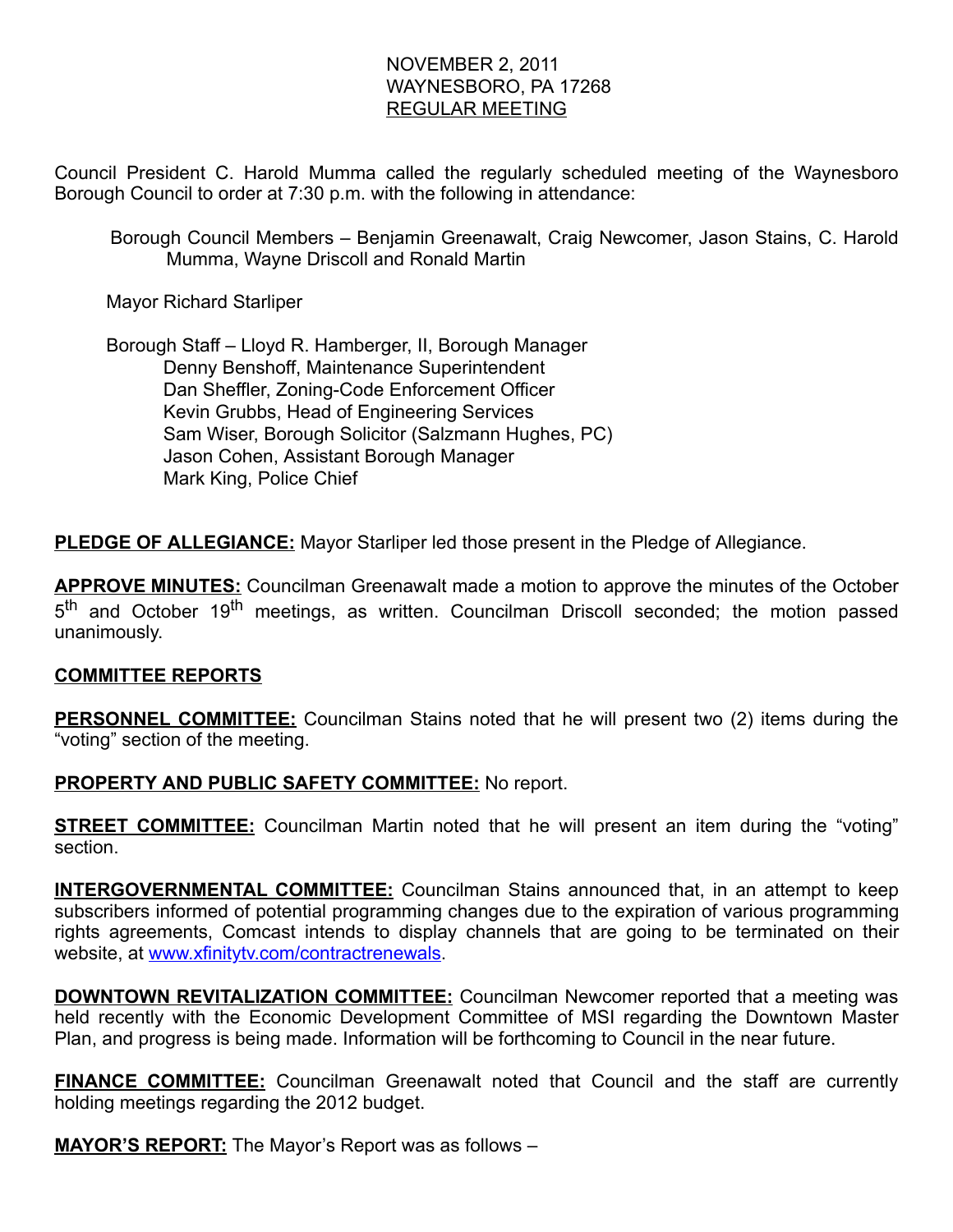NOVEMBER 2, 2011
WAYNESBORO, PA 17268
REGULAR MEETING

Council President C. Harold Mumma called the regularly scheduled meeting of the Waynesboro Borough Council to order at 7:30 p.m. with the following in attendance:

Borough Council Members – Benjamin Greenawalt, Craig Newcomer, Jason Stains, C. Harold Mumma, Wayne Driscoll and Ronald Martin

Mayor Richard Starliper

Borough Staff – Lloyd R. Hamberger, II, Borough Manager
Denny Benshoff, Maintenance Superintendent
Dan Sheffler, Zoning-Code Enforcement Officer
Kevin Grubbs, Head of Engineering Services
Sam Wiser, Borough Solicitor (Salzmann Hughes, PC)
Jason Cohen, Assistant Borough Manager
Mark King, Police Chief

**PLEDGE OF ALLEGIANCE:** Mayor Starliper led those present in the Pledge of Allegiance.

**APPROVE MINUTES:** Councilman Greenawalt made a motion to approve the minutes of the October 5th and October 19th meetings, as written. Councilman Driscoll seconded; the motion passed unanimously.

**COMMITTEE REPORTS**

**PERSONNEL COMMITTEE:** Councilman Stains noted that he will present two (2) items during the "voting" section of the meeting.

**PROPERTY AND PUBLIC SAFETY COMMITTEE:** No report.

**STREET COMMITTEE:** Councilman Martin noted that he will present an item during the "voting" section.

**INTERGOVERNMENTAL COMMITTEE:** Councilman Stains announced that, in an attempt to keep subscribers informed of potential programming changes due to the expiration of various programming rights agreements, Comcast intends to display channels that are going to be terminated on their website, at www.xfinitytv.com/contractrenewals.

**DOWNTOWN REVITALIZATION COMMITTEE:** Councilman Newcomer reported that a meeting was held recently with the Economic Development Committee of MSI regarding the Downtown Master Plan, and progress is being made. Information will be forthcoming to Council in the near future.

**FINANCE COMMITTEE:** Councilman Greenawalt noted that Council and the staff are currently holding meetings regarding the 2012 budget.

**MAYOR'S REPORT:** The Mayor's Report was as follows –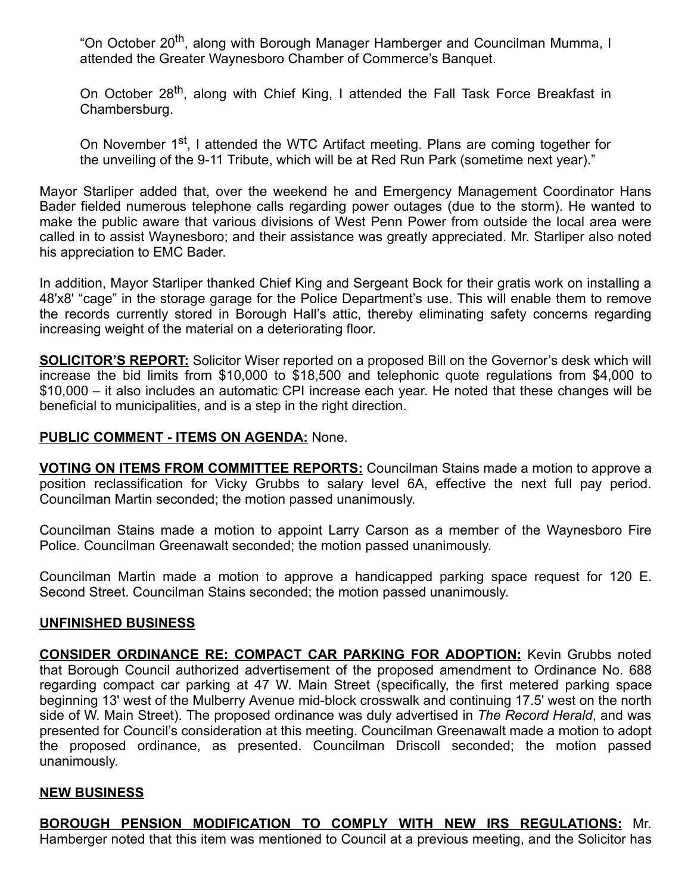"On October 20th, along with Borough Manager Hamberger and Councilman Mumma, I attended the Greater Waynesboro Chamber of Commerce's Banquet.

On October 28th, along with Chief King, I attended the Fall Task Force Breakfast in Chambersburg.

On November 1st, I attended the WTC Artifact meeting. Plans are coming together for the unveiling of the 9-11 Tribute, which will be at Red Run Park (sometime next year)."

Mayor Starliper added that, over the weekend he and Emergency Management Coordinator Hans Bader fielded numerous telephone calls regarding power outages (due to the storm). He wanted to make the public aware that various divisions of West Penn Power from outside the local area were called in to assist Waynesboro; and their assistance was greatly appreciated. Mr. Starliper also noted his appreciation to EMC Bader.

In addition, Mayor Starliper thanked Chief King and Sergeant Bock for their gratis work on installing a 48'x8' "cage" in the storage garage for the Police Department's use. This will enable them to remove the records currently stored in Borough Hall's attic, thereby eliminating safety concerns regarding increasing weight of the material on a deteriorating floor.

**SOLICITOR'S REPORT:** Solicitor Wiser reported on a proposed Bill on the Governor's desk which will increase the bid limits from $10,000 to $18,500 and telephonic quote regulations from $4,000 to $10,000 – it also includes an automatic CPI increase each year. He noted that these changes will be beneficial to municipalities, and is a step in the right direction.

**PUBLIC COMMENT - ITEMS ON AGENDA:** None.

**VOTING ON ITEMS FROM COMMITTEE REPORTS:** Councilman Stains made a motion to approve a position reclassification for Vicky Grubbs to salary level 6A, effective the next full pay period. Councilman Martin seconded; the motion passed unanimously.

Councilman Stains made a motion to appoint Larry Carson as a member of the Waynesboro Fire Police. Councilman Greenawalt seconded; the motion passed unanimously.

Councilman Martin made a motion to approve a handicapped parking space request for 120 E. Second Street. Councilman Stains seconded; the motion passed unanimously.

**UNFINISHED BUSINESS**

**CONSIDER ORDINANCE RE: COMPACT CAR PARKING FOR ADOPTION:** Kevin Grubbs noted that Borough Council authorized advertisement of the proposed amendment to Ordinance No. 688 regarding compact car parking at 47 W. Main Street (specifically, the first metered parking space beginning 13' west of the Mulberry Avenue mid-block crosswalk and continuing 17.5' west on the north side of W. Main Street). The proposed ordinance was duly advertised in *The Record Herald*, and was presented for Council's consideration at this meeting. Councilman Greenawalt made a motion to adopt the proposed ordinance, as presented. Councilman Driscoll seconded; the motion passed unanimously.

**NEW BUSINESS**

**BOROUGH PENSION MODIFICATION TO COMPLY WITH NEW IRS REGULATIONS:** Mr. Hamberger noted that this item was mentioned to Council at a previous meeting, and the Solicitor has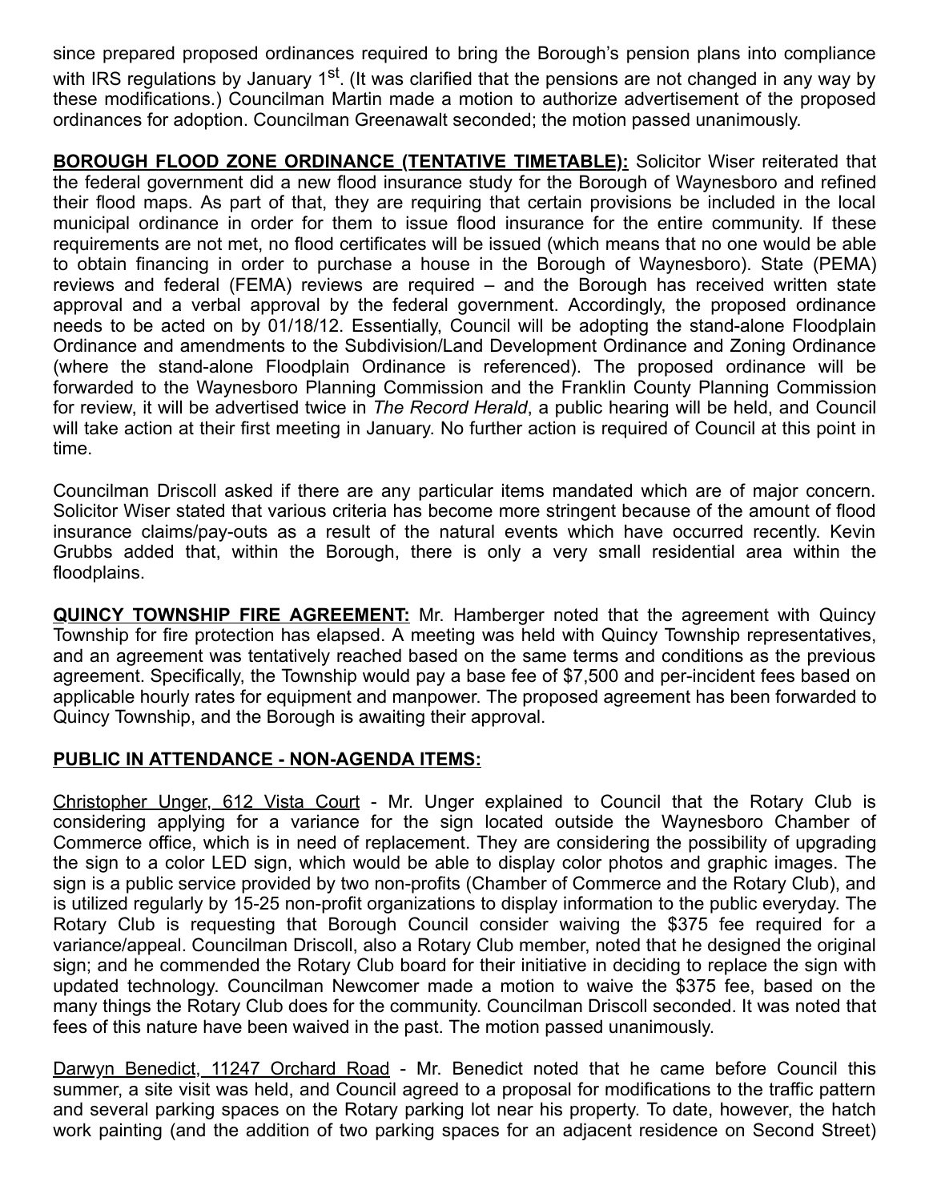since prepared proposed ordinances required to bring the Borough's pension plans into compliance with IRS regulations by January 1st. (It was clarified that the pensions are not changed in any way by these modifications.) Councilman Martin made a motion to authorize advertisement of the proposed ordinances for adoption. Councilman Greenawalt seconded; the motion passed unanimously.

**BOROUGH FLOOD ZONE ORDINANCE (TENTATIVE TIMETABLE):** Solicitor Wiser reiterated that the federal government did a new flood insurance study for the Borough of Waynesboro and refined their flood maps. As part of that, they are requiring that certain provisions be included in the local municipal ordinance in order for them to issue flood insurance for the entire community. If these requirements are not met, no flood certificates will be issued (which means that no one would be able to obtain financing in order to purchase a house in the Borough of Waynesboro). State (PEMA) reviews and federal (FEMA) reviews are required – and the Borough has received written state approval and a verbal approval by the federal government. Accordingly, the proposed ordinance needs to be acted on by 01/18/12. Essentially, Council will be adopting the stand-alone Floodplain Ordinance and amendments to the Subdivision/Land Development Ordinance and Zoning Ordinance (where the stand-alone Floodplain Ordinance is referenced). The proposed ordinance will be forwarded to the Waynesboro Planning Commission and the Franklin County Planning Commission for review, it will be advertised twice in *The Record Herald*, a public hearing will be held, and Council will take action at their first meeting in January. No further action is required of Council at this point in time.

Councilman Driscoll asked if there are any particular items mandated which are of major concern. Solicitor Wiser stated that various criteria has become more stringent because of the amount of flood insurance claims/pay-outs as a result of the natural events which have occurred recently. Kevin Grubbs added that, within the Borough, there is only a very small residential area within the floodplains.

**QUINCY TOWNSHIP FIRE AGREEMENT:** Mr. Hamberger noted that the agreement with Quincy Township for fire protection has elapsed. A meeting was held with Quincy Township representatives, and an agreement was tentatively reached based on the same terms and conditions as the previous agreement. Specifically, the Township would pay a base fee of $7,500 and per-incident fees based on applicable hourly rates for equipment and manpower. The proposed agreement has been forwarded to Quincy Township, and the Borough is awaiting their approval.

**PUBLIC IN ATTENDANCE - NON-AGENDA ITEMS:**

Christopher Unger, 612 Vista Court - Mr. Unger explained to Council that the Rotary Club is considering applying for a variance for the sign located outside the Waynesboro Chamber of Commerce office, which is in need of replacement. They are considering the possibility of upgrading the sign to a color LED sign, which would be able to display color photos and graphic images. The sign is a public service provided by two non-profits (Chamber of Commerce and the Rotary Club), and is utilized regularly by 15-25 non-profit organizations to display information to the public everyday. The Rotary Club is requesting that Borough Council consider waiving the $375 fee required for a variance/appeal. Councilman Driscoll, also a Rotary Club member, noted that he designed the original sign; and he commended the Rotary Club board for their initiative in deciding to replace the sign with updated technology. Councilman Newcomer made a motion to waive the $375 fee, based on the many things the Rotary Club does for the community. Councilman Driscoll seconded. It was noted that fees of this nature have been waived in the past. The motion passed unanimously.

Darwyn Benedict, 11247 Orchard Road - Mr. Benedict noted that he came before Council this summer, a site visit was held, and Council agreed to a proposal for modifications to the traffic pattern and several parking spaces on the Rotary parking lot near his property. To date, however, the hatch work painting (and the addition of two parking spaces for an adjacent residence on Second Street)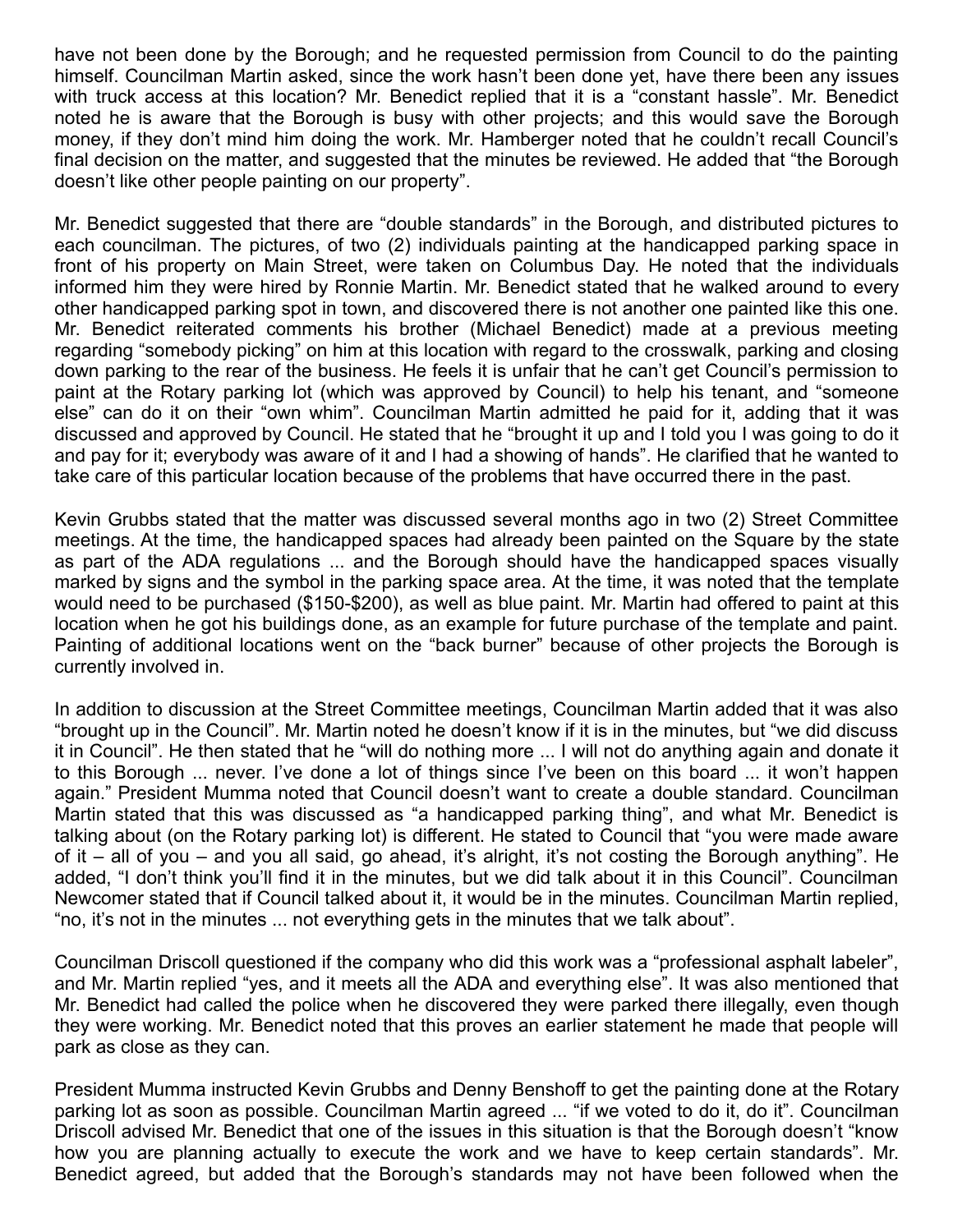have not been done by the Borough; and he requested permission from Council to do the painting himself. Councilman Martin asked, since the work hasn't been done yet, have there been any issues with truck access at this location? Mr. Benedict replied that it is a "constant hassle". Mr. Benedict noted he is aware that the Borough is busy with other projects; and this would save the Borough money, if they don't mind him doing the work. Mr. Hamberger noted that he couldn't recall Council's final decision on the matter, and suggested that the minutes be reviewed. He added that "the Borough doesn't like other people painting on our property".

Mr. Benedict suggested that there are "double standards" in the Borough, and distributed pictures to each councilman. The pictures, of two (2) individuals painting at the handicapped parking space in front of his property on Main Street, were taken on Columbus Day. He noted that the individuals informed him they were hired by Ronnie Martin. Mr. Benedict stated that he walked around to every other handicapped parking spot in town, and discovered there is not another one painted like this one. Mr. Benedict reiterated comments his brother (Michael Benedict) made at a previous meeting regarding "somebody picking" on him at this location with regard to the crosswalk, parking and closing down parking to the rear of the business. He feels it is unfair that he can't get Council's permission to paint at the Rotary parking lot (which was approved by Council) to help his tenant, and "someone else" can do it on their "own whim". Councilman Martin admitted he paid for it, adding that it was discussed and approved by Council. He stated that he "brought it up and I told you I was going to do it and pay for it; everybody was aware of it and I had a showing of hands". He clarified that he wanted to take care of this particular location because of the problems that have occurred there in the past.

Kevin Grubbs stated that the matter was discussed several months ago in two (2) Street Committee meetings. At the time, the handicapped spaces had already been painted on the Square by the state as part of the ADA regulations ... and the Borough should have the handicapped spaces visually marked by signs and the symbol in the parking space area. At the time, it was noted that the template would need to be purchased ($150-$200), as well as blue paint. Mr. Martin had offered to paint at this location when he got his buildings done, as an example for future purchase of the template and paint. Painting of additional locations went on the "back burner" because of other projects the Borough is currently involved in.

In addition to discussion at the Street Committee meetings, Councilman Martin added that it was also "brought up in the Council". Mr. Martin noted he doesn't know if it is in the minutes, but "we did discuss it in Council". He then stated that he "will do nothing more ... I will not do anything again and donate it to this Borough ... never. I've done a lot of things since I've been on this board ... it won't happen again." President Mumma noted that Council doesn't want to create a double standard. Councilman Martin stated that this was discussed as "a handicapped parking thing", and what Mr. Benedict is talking about (on the Rotary parking lot) is different. He stated to Council that "you were made aware of it – all of you – and you all said, go ahead, it's alright, it's not costing the Borough anything". He added, "I don't think you'll find it in the minutes, but we did talk about it in this Council". Councilman Newcomer stated that if Council talked about it, it would be in the minutes. Councilman Martin replied, "no, it's not in the minutes ... not everything gets in the minutes that we talk about".

Councilman Driscoll questioned if the company who did this work was a "professional asphalt labeler", and Mr. Martin replied "yes, and it meets all the ADA and everything else". It was also mentioned that Mr. Benedict had called the police when he discovered they were parked there illegally, even though they were working. Mr. Benedict noted that this proves an earlier statement he made that people will park as close as they can.

President Mumma instructed Kevin Grubbs and Denny Benshoff to get the painting done at the Rotary parking lot as soon as possible. Councilman Martin agreed ... "if we voted to do it, do it". Councilman Driscoll advised Mr. Benedict that one of the issues in this situation is that the Borough doesn't "know how you are planning actually to execute the work and we have to keep certain standards". Mr. Benedict agreed, but added that the Borough's standards may not have been followed when the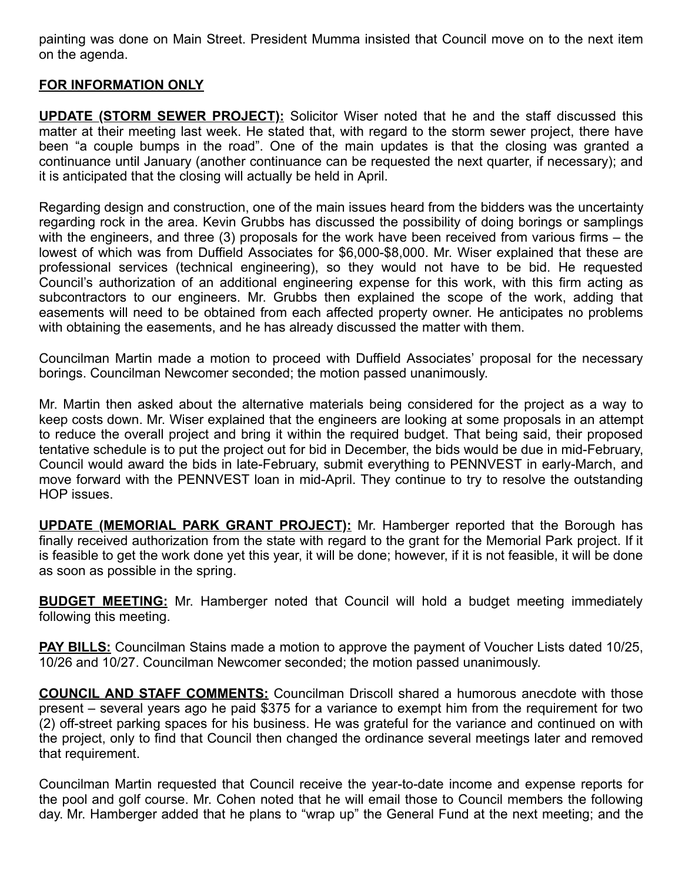painting was done on Main Street. President Mumma insisted that Council move on to the next item on the agenda.

**FOR INFORMATION ONLY**

**UPDATE (STORM SEWER PROJECT):** Solicitor Wiser noted that he and the staff discussed this matter at their meeting last week. He stated that, with regard to the storm sewer project, there have been "a couple bumps in the road". One of the main updates is that the closing was granted a continuance until January (another continuance can be requested the next quarter, if necessary); and it is anticipated that the closing will actually be held in April.

Regarding design and construction, one of the main issues heard from the bidders was the uncertainty regarding rock in the area. Kevin Grubbs has discussed the possibility of doing borings or samplings with the engineers, and three (3) proposals for the work have been received from various firms – the lowest of which was from Duffield Associates for $6,000-$8,000. Mr. Wiser explained that these are professional services (technical engineering), so they would not have to be bid. He requested Council's authorization of an additional engineering expense for this work, with this firm acting as subcontractors to our engineers. Mr. Grubbs then explained the scope of the work, adding that easements will need to be obtained from each affected property owner. He anticipates no problems with obtaining the easements, and he has already discussed the matter with them.

Councilman Martin made a motion to proceed with Duffield Associates' proposal for the necessary borings. Councilman Newcomer seconded; the motion passed unanimously.

Mr. Martin then asked about the alternative materials being considered for the project as a way to keep costs down. Mr. Wiser explained that the engineers are looking at some proposals in an attempt to reduce the overall project and bring it within the required budget. That being said, their proposed tentative schedule is to put the project out for bid in December, the bids would be due in mid-February, Council would award the bids in late-February, submit everything to PENNVEST in early-March, and move forward with the PENNVEST loan in mid-April. They continue to try to resolve the outstanding HOP issues.

**UPDATE (MEMORIAL PARK GRANT PROJECT):** Mr. Hamberger reported that the Borough has finally received authorization from the state with regard to the grant for the Memorial Park project. If it is feasible to get the work done yet this year, it will be done; however, if it is not feasible, it will be done as soon as possible in the spring.

**BUDGET MEETING:** Mr. Hamberger noted that Council will hold a budget meeting immediately following this meeting.

**PAY BILLS:** Councilman Stains made a motion to approve the payment of Voucher Lists dated 10/25, 10/26 and 10/27. Councilman Newcomer seconded; the motion passed unanimously.

**COUNCIL AND STAFF COMMENTS:** Councilman Driscoll shared a humorous anecdote with those present – several years ago he paid $375 for a variance to exempt him from the requirement for two (2) off-street parking spaces for his business. He was grateful for the variance and continued on with the project, only to find that Council then changed the ordinance several meetings later and removed that requirement.

Councilman Martin requested that Council receive the year-to-date income and expense reports for the pool and golf course. Mr. Cohen noted that he will email those to Council members the following day. Mr. Hamberger added that he plans to "wrap up" the General Fund at the next meeting; and the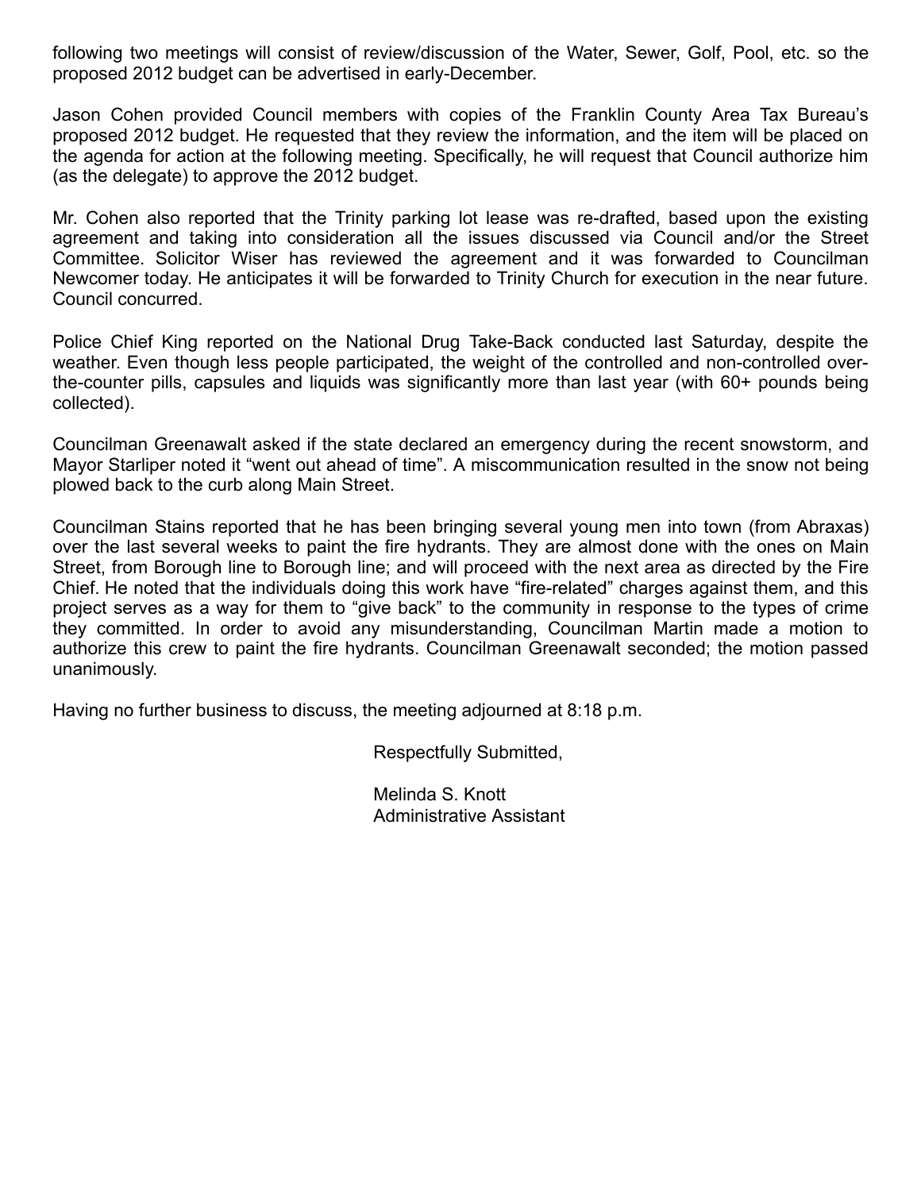following two meetings will consist of review/discussion of the Water, Sewer, Golf, Pool, etc. so the proposed 2012 budget can be advertised in early-December.

Jason Cohen provided Council members with copies of the Franklin County Area Tax Bureau's proposed 2012 budget. He requested that they review the information, and the item will be placed on the agenda for action at the following meeting. Specifically, he will request that Council authorize him (as the delegate) to approve the 2012 budget.

Mr. Cohen also reported that the Trinity parking lot lease was re-drafted, based upon the existing agreement and taking into consideration all the issues discussed via Council and/or the Street Committee. Solicitor Wiser has reviewed the agreement and it was forwarded to Councilman Newcomer today. He anticipates it will be forwarded to Trinity Church for execution in the near future. Council concurred.

Police Chief King reported on the National Drug Take-Back conducted last Saturday, despite the weather. Even though less people participated, the weight of the controlled and non-controlled over-the-counter pills, capsules and liquids was significantly more than last year (with 60+ pounds being collected).

Councilman Greenawalt asked if the state declared an emergency during the recent snowstorm, and Mayor Starliper noted it "went out ahead of time". A miscommunication resulted in the snow not being plowed back to the curb along Main Street.

Councilman Stains reported that he has been bringing several young men into town (from Abraxas) over the last several weeks to paint the fire hydrants. They are almost done with the ones on Main Street, from Borough line to Borough line; and will proceed with the next area as directed by the Fire Chief. He noted that the individuals doing this work have "fire-related" charges against them, and this project serves as a way for them to "give back" to the community in response to the types of crime they committed. In order to avoid any misunderstanding, Councilman Martin made a motion to authorize this crew to paint the fire hydrants. Councilman Greenawalt seconded; the motion passed unanimously.

Having no further business to discuss, the meeting adjourned at 8:18 p.m.

Respectfully Submitted,

Melinda S. Knott
Administrative Assistant